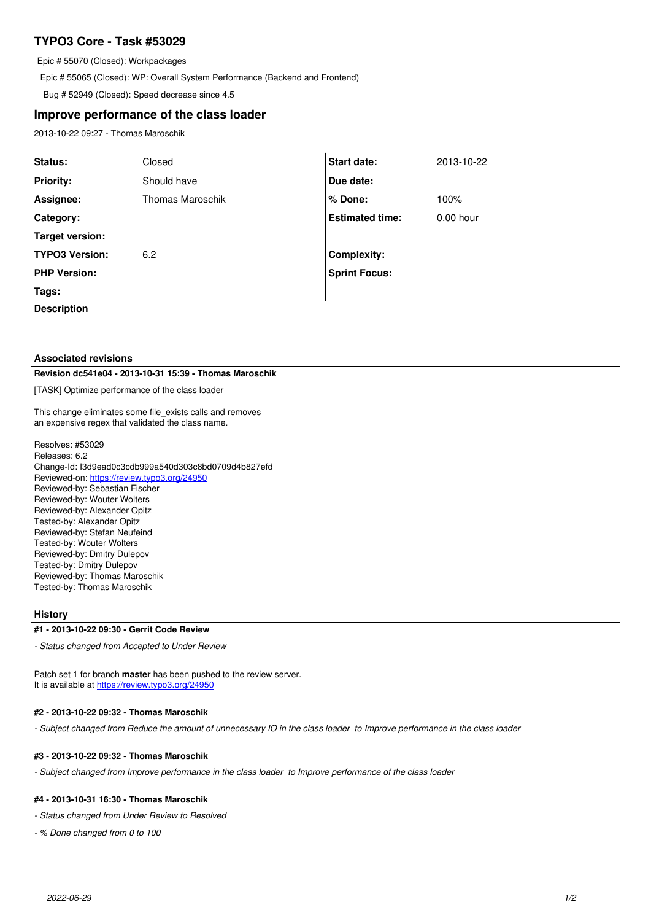# TYPO3 Core - Task #53029

Epic # 55070 (Closed): Workpackages

Epic # 55065 (Closed): WP: Overall System Performance (Backend and Frontend)

Bug # 52949 (Closed): Speed decrease since 4.5

## Improve performance of the class loader

2013-10-22 09:27 - Thomas Maroschik

| | | | |
|---|---|---|---|
| **Status:** | Closed | **Start date:** | 2013-10-22 |
| **Priority:** | Should have | **Due date:** | |
| **Assignee:** | Thomas Maroschik | **% Done:** | 100% |
| **Category:** | | **Estimated time:** | 0.00 hour |
| **Target version:** | | | |
| **TYPO3 Version:** | 6.2 | **Complexity:** | |
| **PHP Version:** | | **Sprint Focus:** | |
| **Tags:** | | | |
| **Description** | | | |

### Associated revisions

**Revision dc541e04 - 2013-10-31 15:39 - Thomas Maroschik**

[TASK] Optimize performance of the class loader

This change eliminates some file_exists calls and removes
an expensive regex that validated the class name.

Resolves: #53029
Releases: 6.2
Change-Id: I3d9ead0c3cdb999a540d303c8bd0709d4b827efd
Reviewed-on: https://review.typo3.org/24950
Reviewed-by: Sebastian Fischer
Reviewed-by: Wouter Wolters
Reviewed-by: Alexander Opitz
Tested-by: Alexander Opitz
Reviewed-by: Stefan Neufeind
Tested-by: Wouter Wolters
Reviewed-by: Dmitry Dulepov
Tested-by: Dmitry Dulepov
Reviewed-by: Thomas Maroschik
Tested-by: Thomas Maroschik

### History

**#1 - 2013-10-22 09:30 - Gerrit Code Review**

*- Status changed from Accepted to Under Review*

Patch set 1 for branch **master** has been pushed to the review server.
It is available at https://review.typo3.org/24950

**#2 - 2013-10-22 09:32 - Thomas Maroschik**

*- Subject changed from Reduce the amount of unnecessary IO in the class loader to Improve performance in the class loader*

**#3 - 2013-10-22 09:32 - Thomas Maroschik**

*- Subject changed from Improve performance in the class loader to Improve performance of the class loader*

**#4 - 2013-10-31 16:30 - Thomas Maroschik**

*- Status changed from Under Review to Resolved*

*- % Done changed from 0 to 100*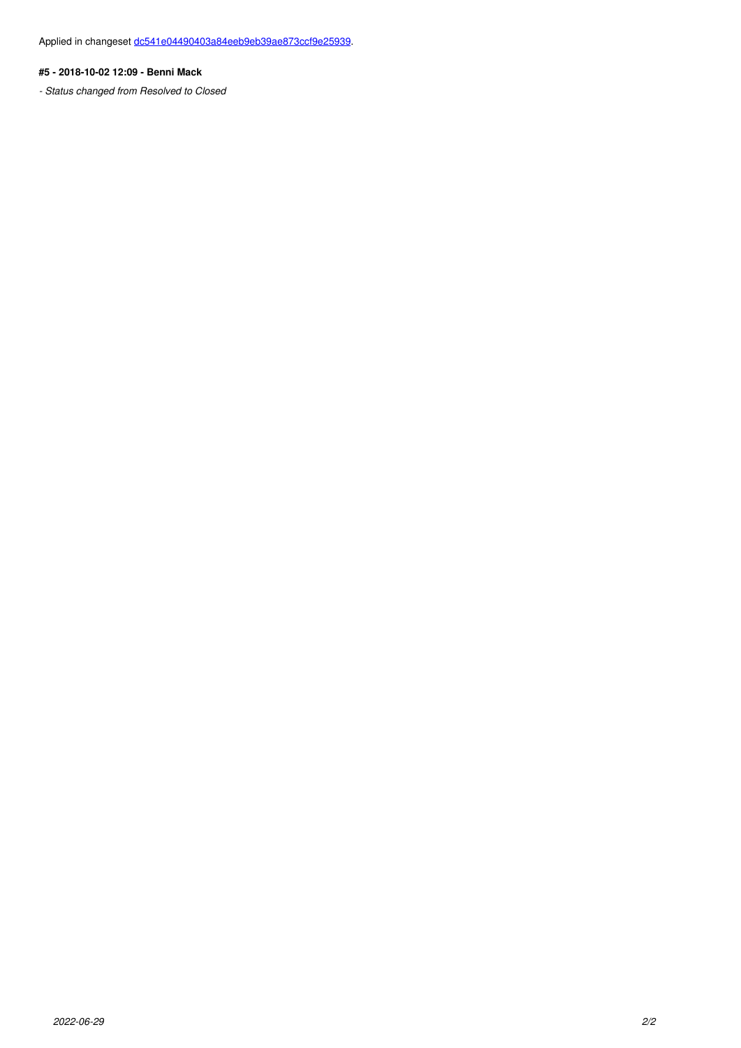Applied in changeset dc541e04490403a84eeb9eb39ae873ccf9e25939.

#### #5 - 2018-10-02 12:09 - Benni Mack

*- Status changed from Resolved to Closed*